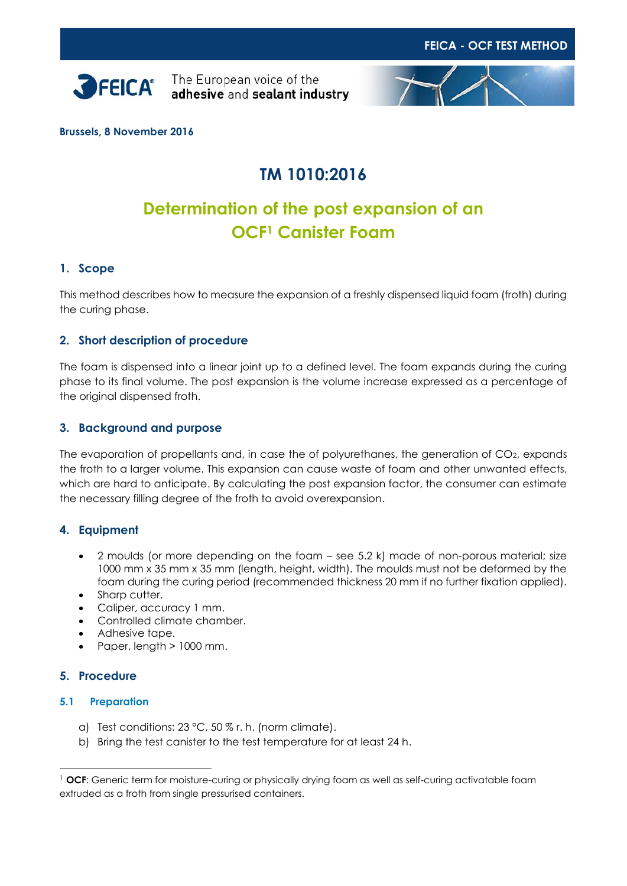FEICA - OCF TEST METHOD

FEICA® The European voice of the **adhesive** and **sealant industry**

**Brussels, 8 November 2016**

# TM 1010:2016

# Determination of the post expansion of an OCF[1] Canister Foam

## 1. Scope

This method describes how to measure the expansion of a freshly dispensed liquid foam (froth) during the curing phase.

## 2. Short description of procedure

The foam is dispensed into a linear joint up to a defined level. The foam expands during the curing phase to its final volume. The post expansion is the volume increase expressed as a percentage of the original dispensed froth.

## 3. Background and purpose

The evaporation of propellants and, in case the of polyurethanes, the generation of $CO_2$, expands the froth to a larger volume. This expansion can cause waste of foam and other unwanted effects, which are hard to anticipate. By calculating the post expansion factor, the consumer can estimate the necessary filling degree of the froth to avoid overexpansion.

## 4. Equipment

- 2 moulds (or more depending on the foam – see 5.2 k) made of non-porous material; size 1000 mm x 35 mm x 35 mm (length, height, width). The moulds must not be deformed by the foam during the curing period (recommended thickness 20 mm if no further fixation applied).
- Sharp cutter.
- Caliper, accuracy 1 mm.
- Controlled climate chamber.
- Adhesive tape.
- Paper, length > 1000 mm.

## 5. Procedure

### 5.1 Preparation

a) Test conditions: 23 °C, 50 % r. h. (norm climate).
b) Bring the test canister to the test temperature for at least 24 h.

---

[1] **OCF**: Generic term for moisture-curing or physically drying foam as well as self-curing activatable foam extruded as a froth from single pressurised containers.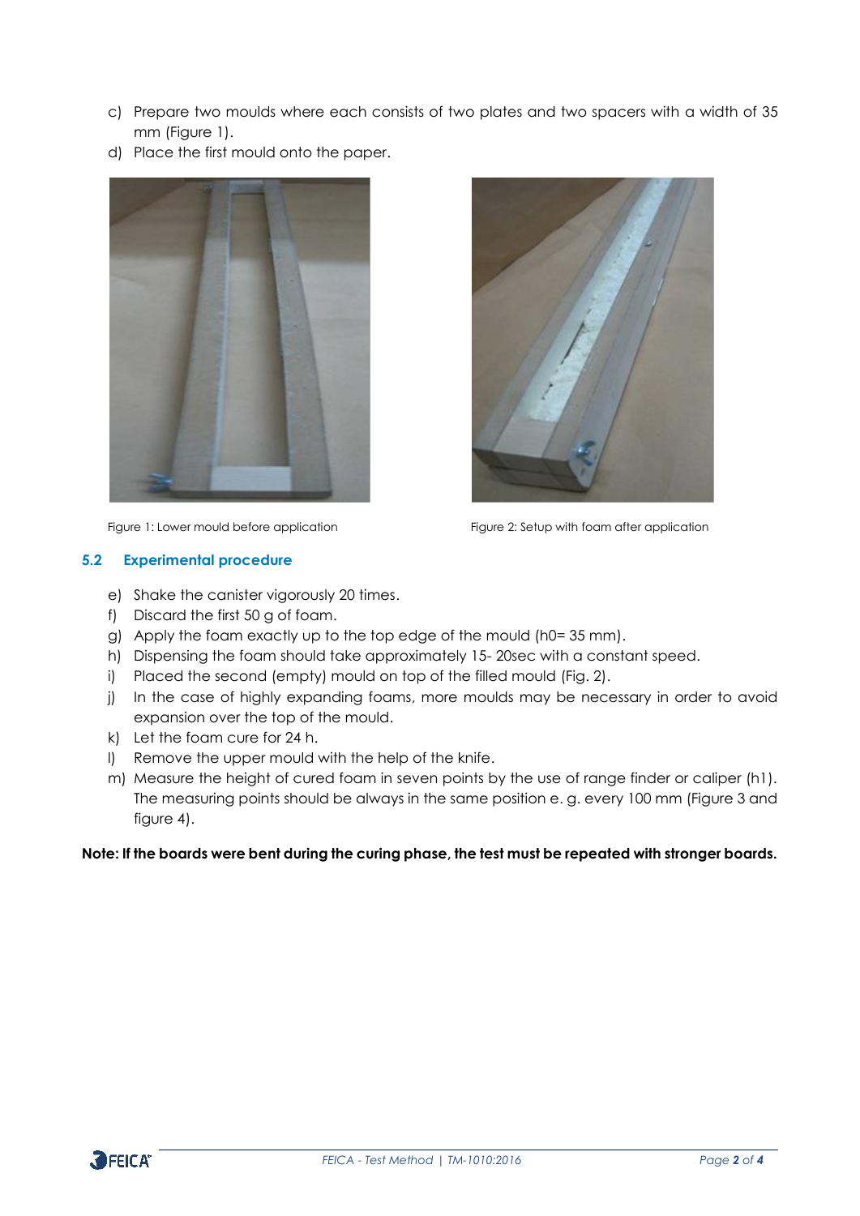c) Prepare two moulds where each consists of two plates and two spacers with a width of 35 mm (Figure 1).
d) Place the first mould onto the paper.

Figure 1: Lower mould before application

Figure 2: Setup with foam after application

### 5.2 Experimental procedure

e) Shake the canister vigorously 20 times.
f) Discard the first 50 g of foam.
g) Apply the foam exactly up to the top edge of the mould ($h_0$= 35 mm).
h) Dispensing the foam should take approximately 15- 20sec with a constant speed.
i) Placed the second (empty) mould on top of the filled mould (Fig. 2).
j) In the case of highly expanding foams, more moulds may be necessary in order to avoid expansion over the top of the mould.
k) Let the foam cure for 24 h.
l) Remove the upper mould with the help of the knife.
m) Measure the height of cured foam in seven points by the use of range finder or caliper ($h_1$). The measuring points should be always in the same position e. g. every 100 mm (Figure 3 and figure 4).

**Note: If the boards were bent during the curing phase, the test must be repeated with stronger boards.**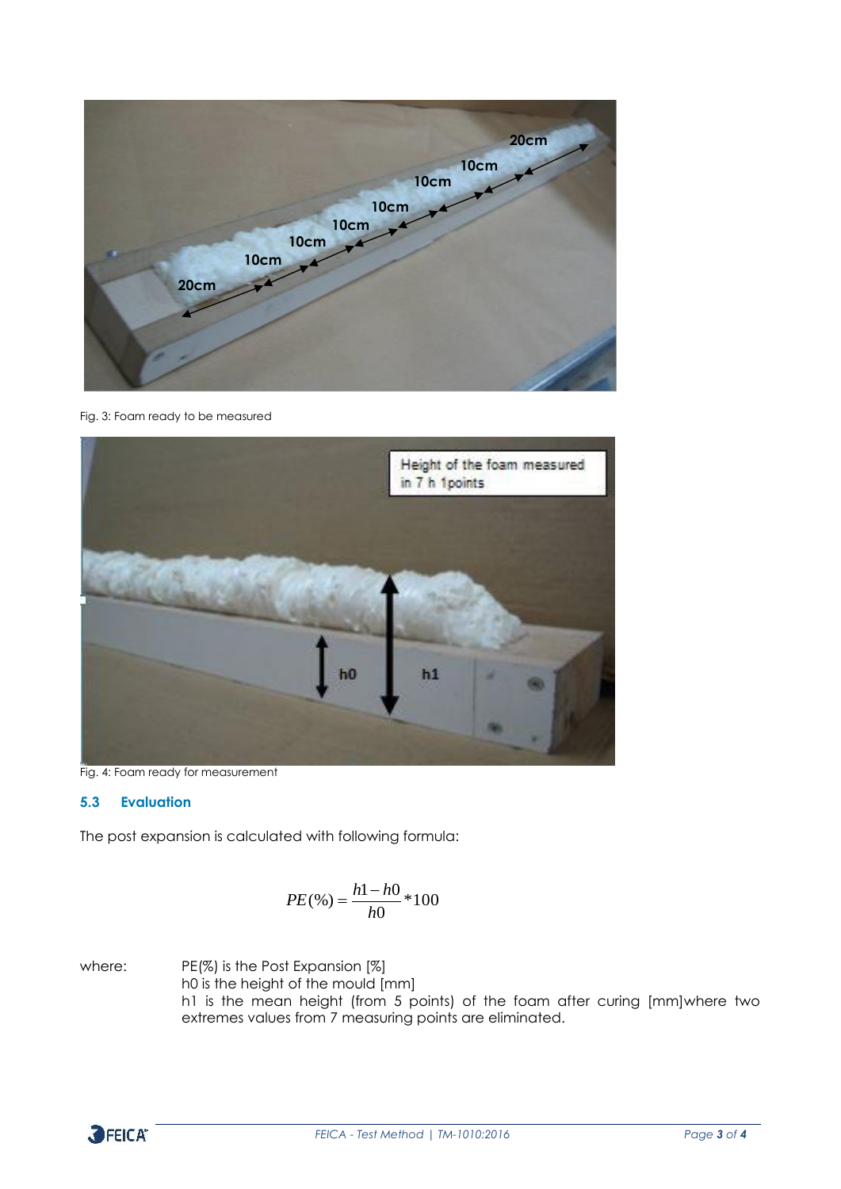Fig. 3: Foam ready to be measured

Fig. 4: Foam ready for measurement

### 5.3 Evaluation

The post expansion is calculated with following formula:

$$PE(\%) = \frac{h1 - h0}{h0} * 100$$

where: PE(%) is the Post Expansion [%]
h0 is the height of the mould [mm]
h1 is the mean height (from 5 points) of the foam after curing [mm]where two extremes values from 7 measuring points are eliminated.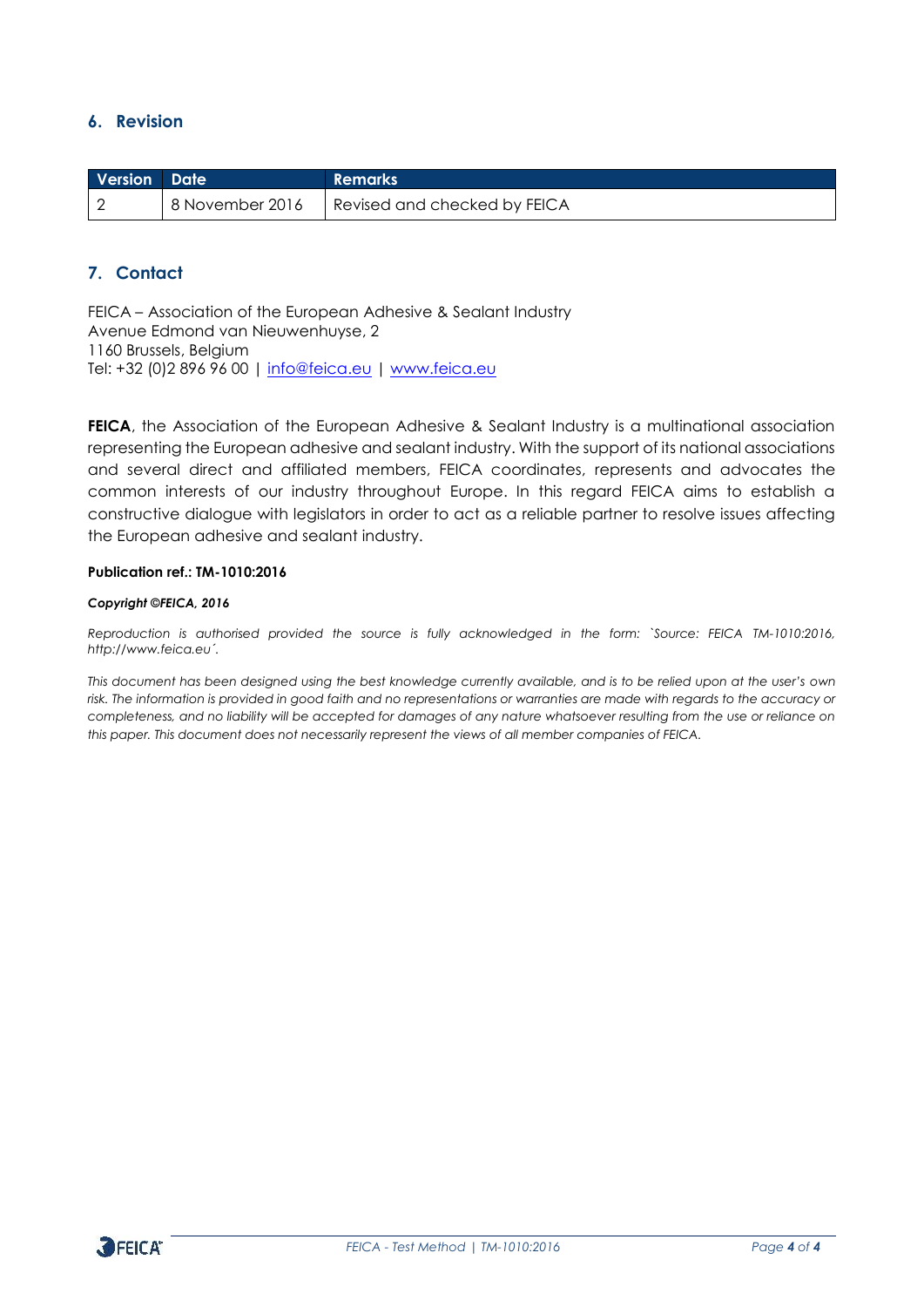## 6. Revision

| Version | Date | Remarks |
|---|---|---|
| 2 | 8 November 2016 | Revised and checked by FEICA |

## 7. Contact

FEICA – Association of the European Adhesive & Sealant Industry
Avenue Edmond van Nieuwenhuyse, 2
1160 Brussels, Belgium
Tel: +32 (0)2 896 96 00 | info@feica.eu | www.feica.eu

**FEICA**, the Association of the European Adhesive & Sealant Industry is a multinational association representing the European adhesive and sealant industry. With the support of its national associations and several direct and affiliated members, FEICA coordinates, represents and advocates the common interests of our industry throughout Europe. In this regard FEICA aims to establish a constructive dialogue with legislators in order to act as a reliable partner to resolve issues affecting the European adhesive and sealant industry.

**Publication ref.: TM-1010:2016**

***Copyright ©FEICA, 2016***

*Reproduction is authorised provided the source is fully acknowledged in the form: `Source: FEICA TM-1010:2016, http://www.feica.eu´.*

*This document has been designed using the best knowledge currently available, and is to be relied upon at the user's own risk. The information is provided in good faith and no representations or warranties are made with regards to the accuracy or completeness, and no liability will be accepted for damages of any nature whatsoever resulting from the use or reliance on this paper. This document does not necessarily represent the views of all member companies of FEICA.*